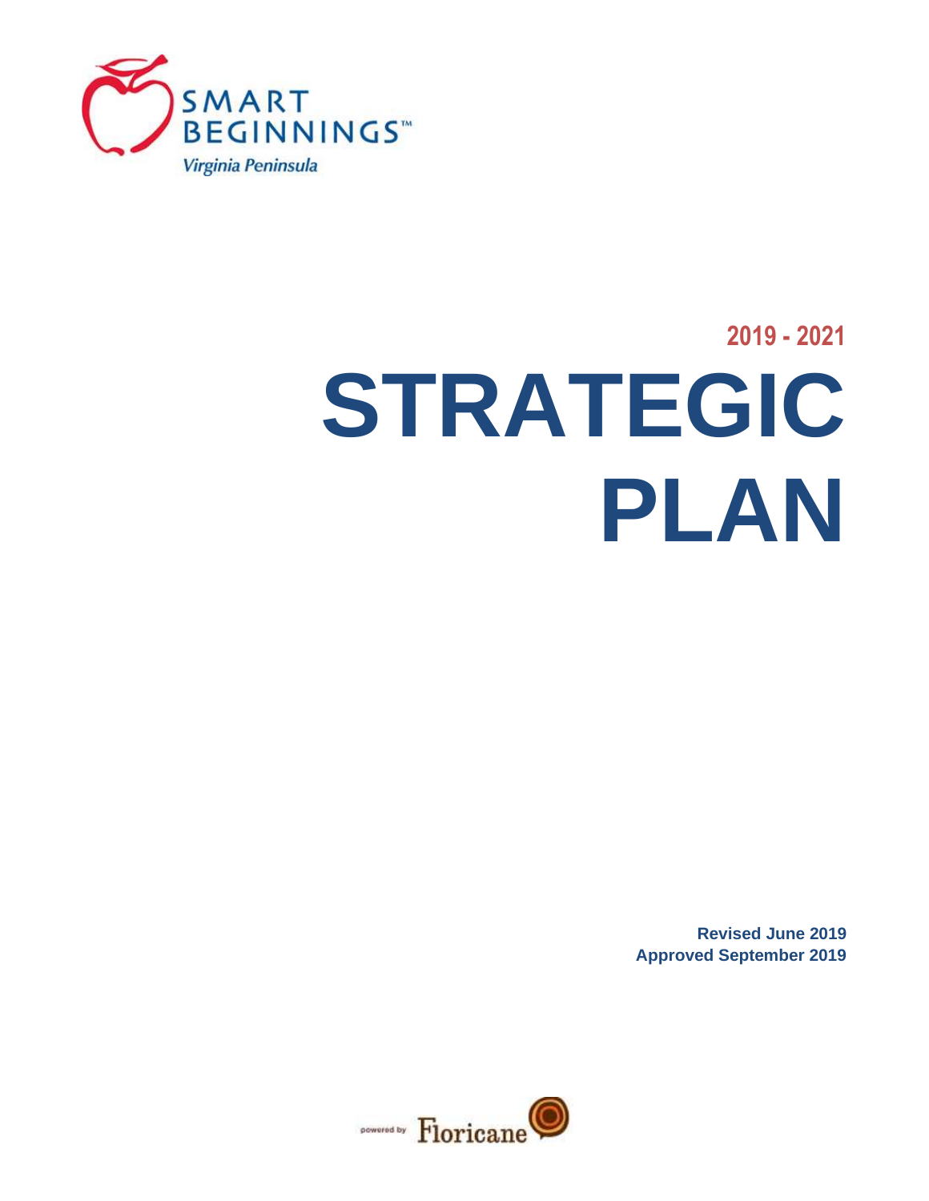SMART BEGINNINGS™

*Virginia Peninsula*

## 2019 - 2021

# STRATEGIC PLAN

**Revised June 2019**
**Approved September 2019**

powered by Floricane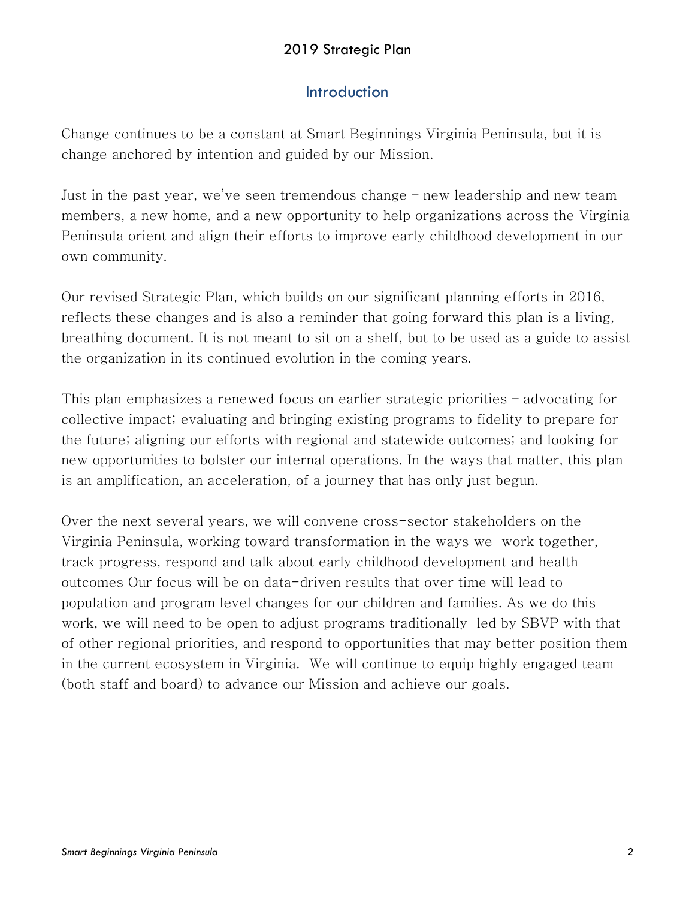## 2019 Strategic Plan

### Introduction

Change continues to be a constant at Smart Beginnings Virginia Peninsula, but it is change anchored by intention and guided by our Mission.

Just in the past year, we've seen tremendous change – new leadership and new team members, a new home, and a new opportunity to help organizations across the Virginia Peninsula orient and align their efforts to improve early childhood development in our own community.

Our revised Strategic Plan, which builds on our significant planning efforts in 2016, reflects these changes and is also a reminder that going forward this plan is a living, breathing document. It is not meant to sit on a shelf, but to be used as a guide to assist the organization in its continued evolution in the coming years.

This plan emphasizes a renewed focus on earlier strategic priorities – advocating for collective impact; evaluating and bringing existing programs to fidelity to prepare for the future; aligning our efforts with regional and statewide outcomes; and looking for new opportunities to bolster our internal operations. In the ways that matter, this plan is an amplification, an acceleration, of a journey that has only just begun.

Over the next several years, we will convene cross-sector stakeholders on the Virginia Peninsula, working toward transformation in the ways we work together, track progress, respond and talk about early childhood development and health outcomes Our focus will be on data-driven results that over time will lead to population and program level changes for our children and families. As we do this work, we will need to be open to adjust programs traditionally led by SBVP with that of other regional priorities, and respond to opportunities that may better position them in the current ecosystem in Virginia. We will continue to equip highly engaged team (both staff and board) to advance our Mission and achieve our goals.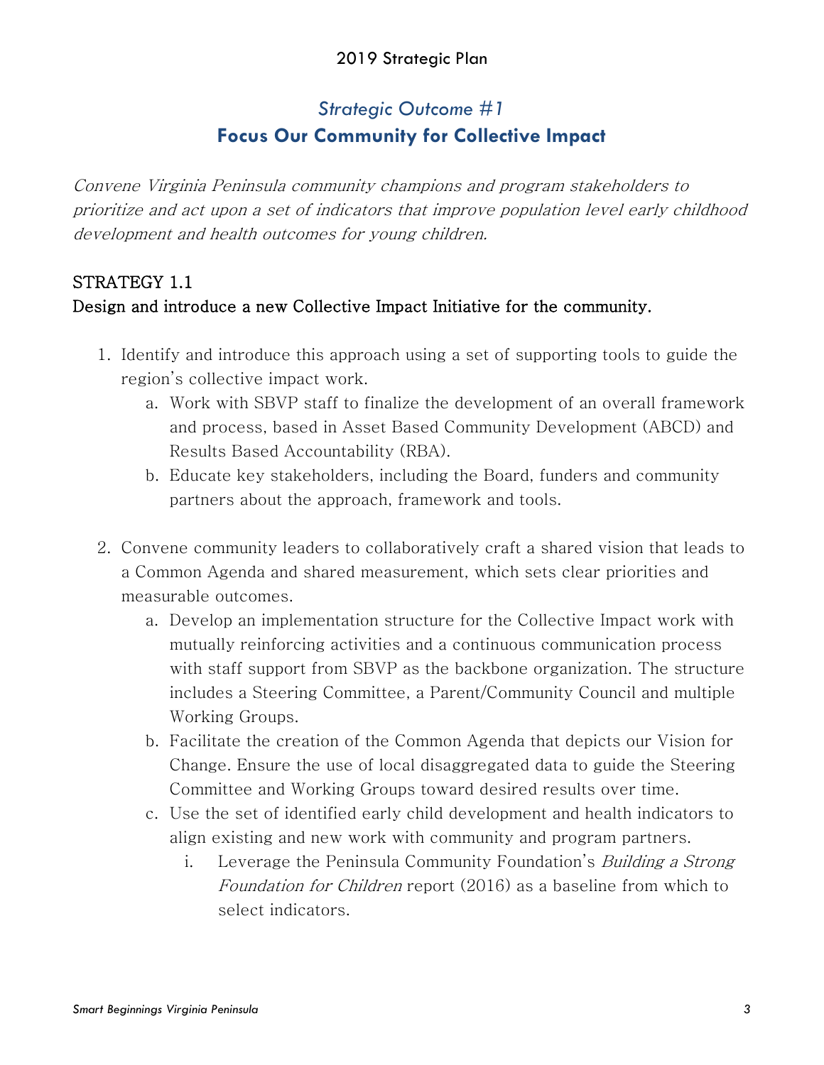## *Strategic Outcome #1*

## Focus Our Community for Collective Impact

*Convene Virginia Peninsula community champions and program stakeholders to prioritize and act upon a set of indicators that improve population level early childhood development and health outcomes for young children.*

### STRATEGY 1.1

**Design and introduce a new Collective Impact Initiative for the community.**

1. Identify and introduce this approach using a set of supporting tools to guide the region's collective impact work.
   a. Work with SBVP staff to finalize the development of an overall framework and process, based in Asset Based Community Development (ABCD) and Results Based Accountability (RBA).
   b. Educate key stakeholders, including the Board, funders and community partners about the approach, framework and tools.

2. Convene community leaders to collaboratively craft a shared vision that leads to a Common Agenda and shared measurement, which sets clear priorities and measurable outcomes.
   a. Develop an implementation structure for the Collective Impact work with mutually reinforcing activities and a continuous communication process with staff support from SBVP as the backbone organization. The structure includes a Steering Committee, a Parent/Community Council and multiple Working Groups.
   b. Facilitate the creation of the Common Agenda that depicts our Vision for Change. Ensure the use of local disaggregated data to guide the Steering Committee and Working Groups toward desired results over time.
   c. Use the set of identified early child development and health indicators to align existing and new work with community and program partners.
      i. Leverage the Peninsula Community Foundation's *Building a Strong Foundation for Children* report (2016) as a baseline from which to select indicators.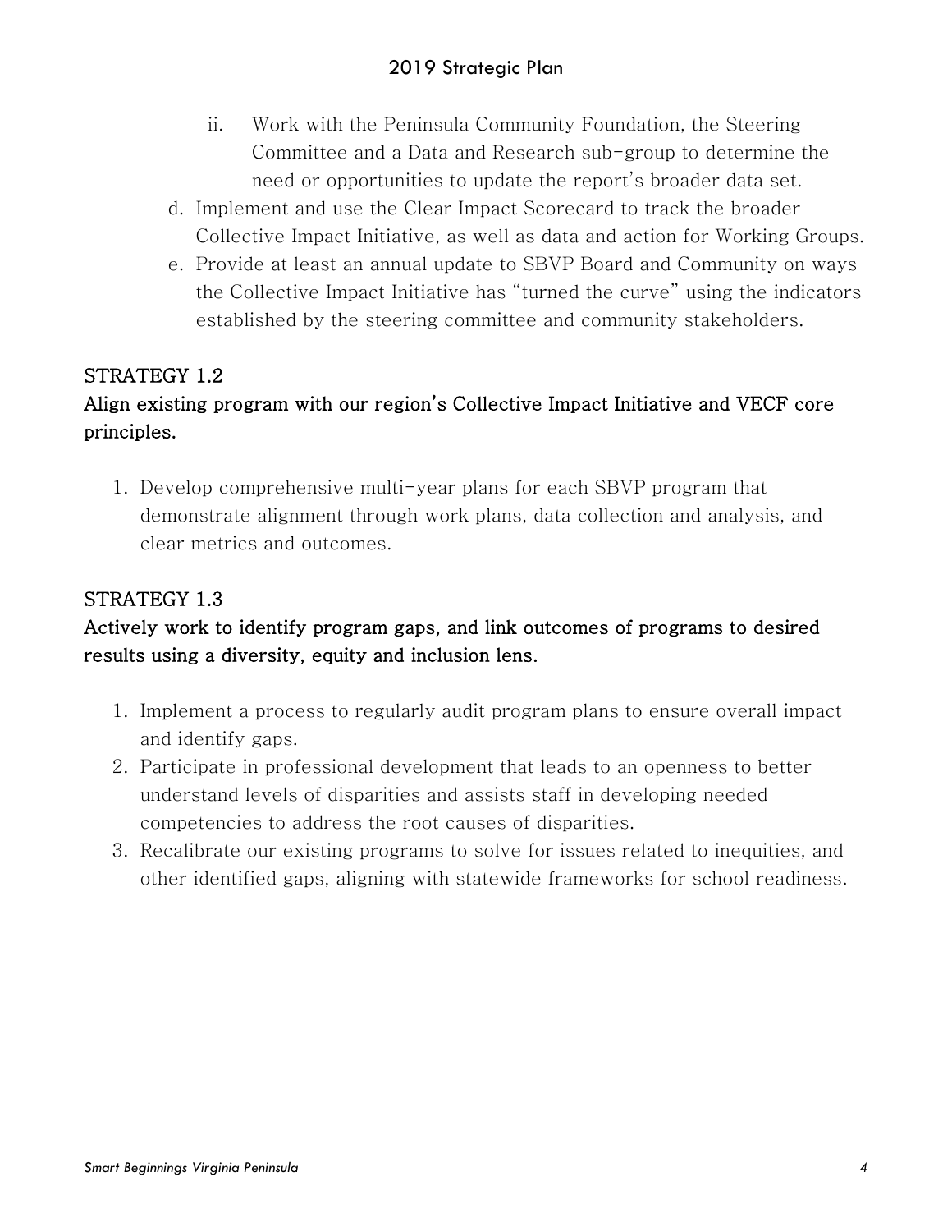ii. Work with the Peninsula Community Foundation, the Steering Committee and a Data and Research sub-group to determine the need or opportunities to update the report's broader data set.

d. Implement and use the Clear Impact Scorecard to track the broader Collective Impact Initiative, as well as data and action for Working Groups.
e. Provide at least an annual update to SBVP Board and Community on ways the Collective Impact Initiative has "turned the curve" using the indicators established by the steering committee and community stakeholders.

## STRATEGY 1.2

**Align existing program with our region's Collective Impact Initiative and VECF core principles.**

1. Develop comprehensive multi-year plans for each SBVP program that demonstrate alignment through work plans, data collection and analysis, and clear metrics and outcomes.

## STRATEGY 1.3

**Actively work to identify program gaps, and link outcomes of programs to desired results using a diversity, equity and inclusion lens.**

1. Implement a process to regularly audit program plans to ensure overall impact and identify gaps.
2. Participate in professional development that leads to an openness to better understand levels of disparities and assists staff in developing needed competencies to address the root causes of disparities.
3. Recalibrate our existing programs to solve for issues related to inequities, and other identified gaps, aligning with statewide frameworks for school readiness.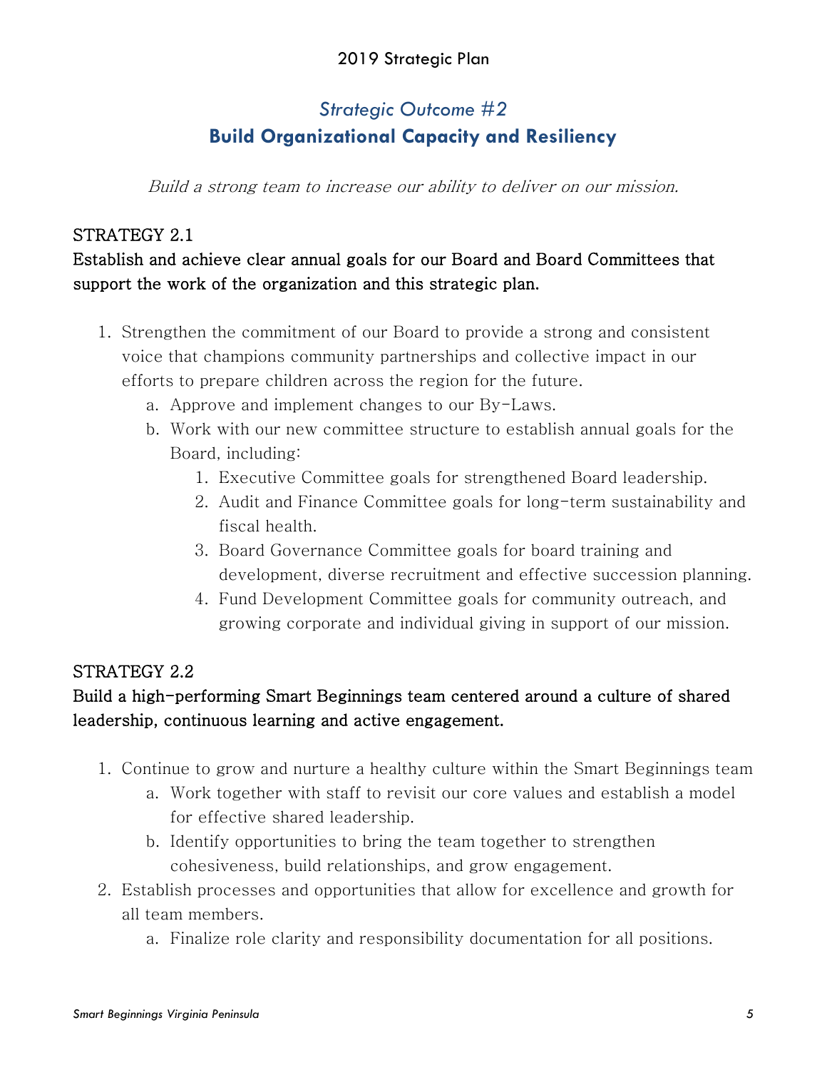## *Strategic Outcome #2*
## Build Organizational Capacity and Resiliency

*Build a strong team to increase our ability to deliver on our mission.*

### STRATEGY 2.1
**Establish and achieve clear annual goals for our Board and Board Committees that support the work of the organization and this strategic plan.**

1. Strengthen the commitment of our Board to provide a strong and consistent voice that champions community partnerships and collective impact in our efforts to prepare children across the region for the future.
   a. Approve and implement changes to our By-Laws.
   b. Work with our new committee structure to establish annual goals for the Board, including:
      1. Executive Committee goals for strengthened Board leadership.
      2. Audit and Finance Committee goals for long-term sustainability and fiscal health.
      3. Board Governance Committee goals for board training and development, diverse recruitment and effective succession planning.
      4. Fund Development Committee goals for community outreach, and growing corporate and individual giving in support of our mission.

### STRATEGY 2.2
**Build a high-performing Smart Beginnings team centered around a culture of shared leadership, continuous learning and active engagement.**

1. Continue to grow and nurture a healthy culture within the Smart Beginnings team
   a. Work together with staff to revisit our core values and establish a model for effective shared leadership.
   b. Identify opportunities to bring the team together to strengthen cohesiveness, build relationships, and grow engagement.
2. Establish processes and opportunities that allow for excellence and growth for all team members.
   a. Finalize role clarity and responsibility documentation for all positions.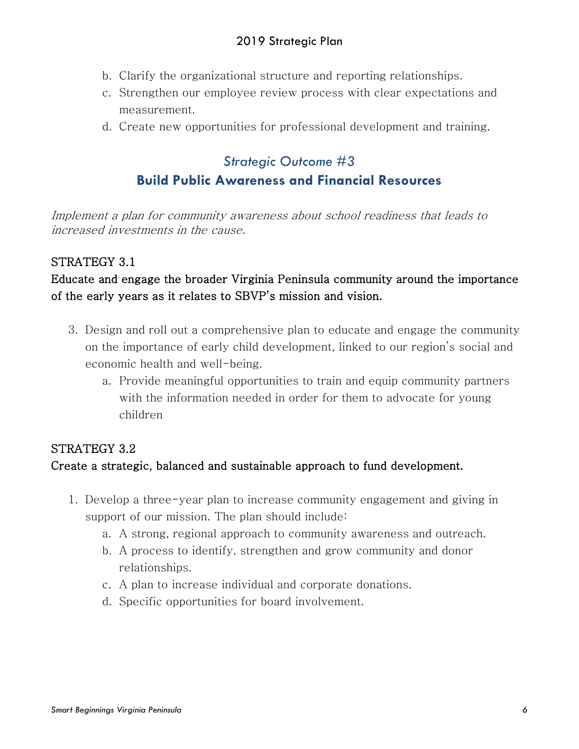b. Clarify the organizational structure and reporting relationships.
c. Strengthen our employee review process with clear expectations and measurement.
d. Create new opportunities for professional development and training.

## *Strategic Outcome #3*
## Build Public Awareness and Financial Resources

*Implement a plan for community awareness about school readiness that leads to increased investments in the cause.*

### STRATEGY 3.1
**Educate and engage the broader Virginia Peninsula community around the importance of the early years as it relates to SBVP's mission and vision.**

3. Design and roll out a comprehensive plan to educate and engage the community on the importance of early child development, linked to our region's social and economic health and well-being.
   a. Provide meaningful opportunities to train and equip community partners with the information needed in order for them to advocate for young children

### STRATEGY 3.2
**Create a strategic, balanced and sustainable approach to fund development.**

1. Develop a three-year plan to increase community engagement and giving in support of our mission. The plan should include:
   a. A strong, regional approach to community awareness and outreach.
   b. A process to identify, strengthen and grow community and donor relationships.
   c. A plan to increase individual and corporate donations.
   d. Specific opportunities for board involvement.